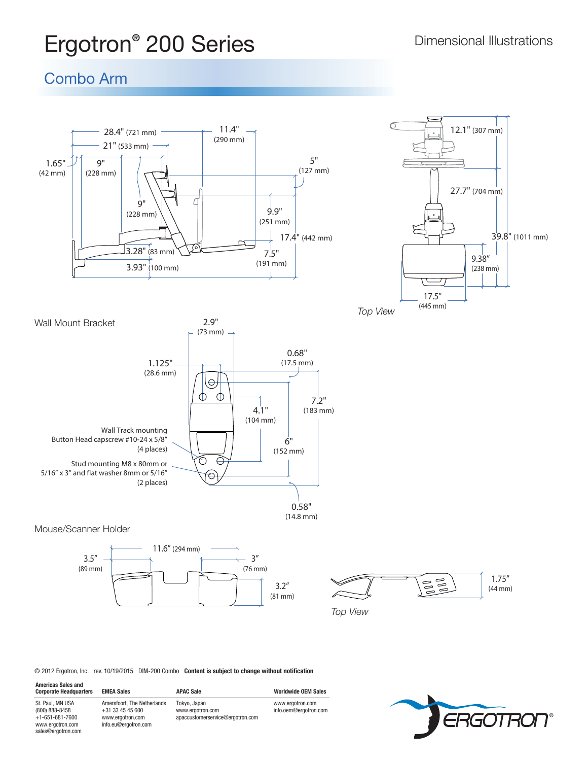# Ergotron® 200 Series

Dimensional Illustrations

## Combo Arm

28.4" (721 mm)
21" (533 mm)
11.4" (290 mm)
1.65" (42 mm)
9" (228 mm)
5" (127 mm)
9" (228 mm)
9.9" (251 mm)
17.4" (442 mm)
3.28" (83 mm)
7.5" (191 mm)
3.93" (100 mm)

12.1" (307 mm)
27.7" (704 mm)
39.8" (1011 mm)
9.38" (238 mm)
17.5" (445 mm)

*Top View*

### Wall Mount Bracket

2.9" (73 mm)
1.125" (28.6 mm)
0.68" (17.5 mm)
7.2" (183 mm)
4.1" (104 mm)
6" (152 mm)
0.58" (14.8 mm)

Wall Track mounting
Button Head capscrew #10-24 x 5/8" (4 places)

Stud mounting M8 x 80mm or 5/16" x 3" and flat washer 8mm or 5/16" (2 places)

### Mouse/Scanner Holder

11.6" (294 mm)
3.5" (89 mm)
3" (76 mm)
3.2" (81 mm)
1.75" (44 mm)

*Top View*

© 2012 Ergotron, Inc. rev. 10/19/2015 DIM-200 Combo **Content is subject to change without notification**

| Americas Sales and Corporate Headquarters | EMEA Sales | APAC Sale | Worldwide OEM Sales |
|---|---|---|---|
| St. Paul, MN USA<br>(800) 888-8458<br>+1-651-681-7600<br>www.ergotron.com<br>sales@ergotron.com | Amersfoort, The Netherlands<br>+31 33 45 45 600<br>www.ergotron.com<br>info.eu@ergotron.com | Tokyo, Japan<br>www.ergotron.com<br>apaccustomerservice@ergotron.com | www.ergotron.com<br>info.oem@ergotron.com |

ERGOTRON®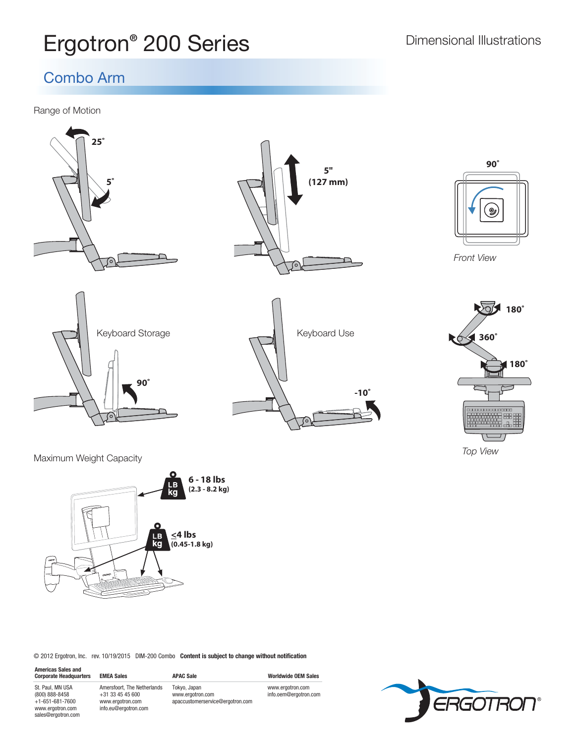# Ergotron® 200 Series

Dimensional Illustrations

## Combo Arm

Range of Motion

25˚

5˚

5"
(127 mm)

90˚

*Front View*

Keyboard Storage

90˚

Keyboard Use

-10˚

180˚

360˚

180˚

*Top View*

Maximum Weight Capacity

LB kg **6 - 18 lbs** **(2.3 - 8.2 kg)**

LB kg **≤4 lbs** **(0.45-1.8 kg)**

© 2012 Ergotron, Inc. rev. 10/19/2015 DIM-200 Combo **Content is subject to change without notification**

| Americas Sales and Corporate Headquarters | EMEA Sales | APAC Sale | Worldwide OEM Sales |
|---|---|---|---|
| St. Paul, MN USA<br>(800) 888-8458<br>+1-651-681-7600<br>www.ergotron.com<br>sales@ergotron.com | Amersfoort, The Netherlands<br>+31 33 45 45 600<br>www.ergotron.com<br>info.eu@ergotron.com | Tokyo, Japan<br>www.ergotron.com<br>apaccustomerservice@ergotron.com | www.ergotron.com<br>info.oem@ergotron.com |

ERGOTRON®